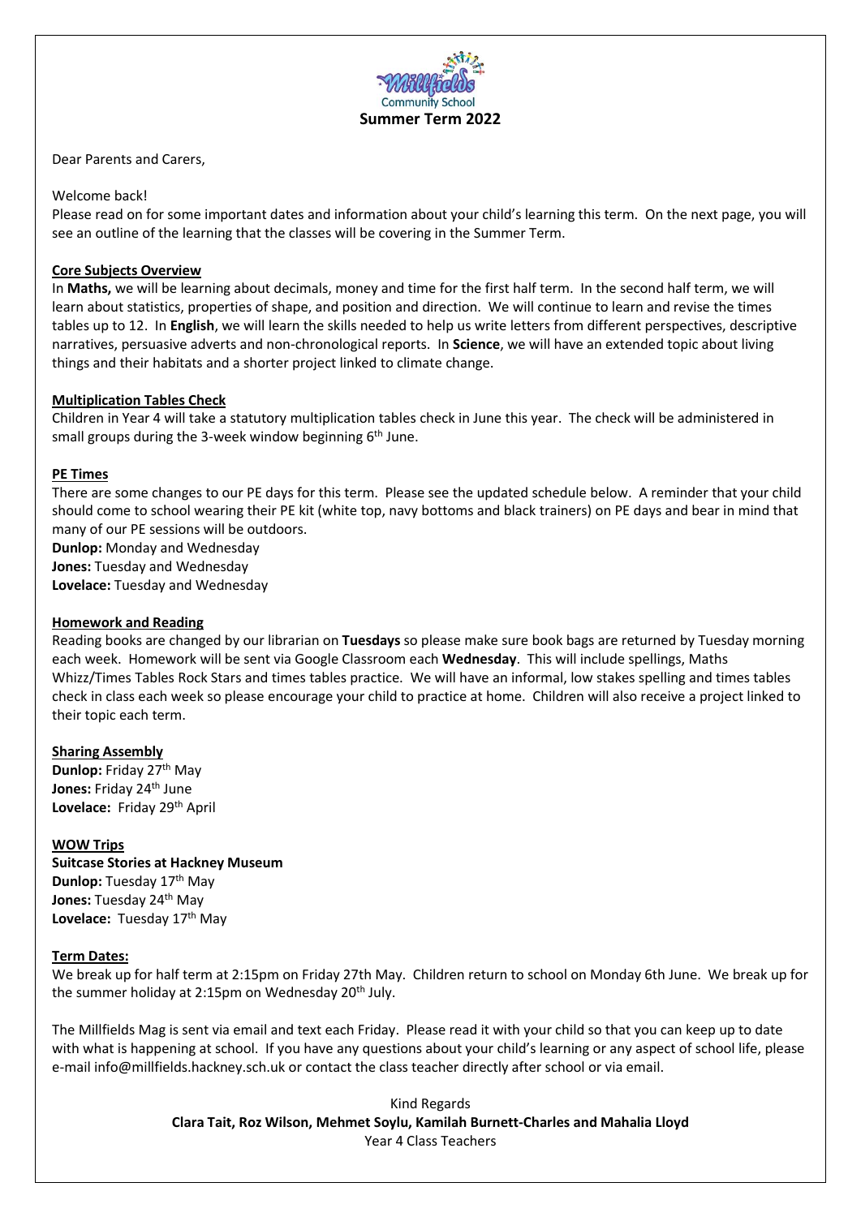Millfields Community School

# Summer Term 2022

Dear Parents and Carers,

Welcome back!

Please read on for some important dates and information about your child's learning this term. On the next page, you will see an outline of the learning that the classes will be covering in the Summer Term.

## Core Subjects Overview

In **Maths,** we will be learning about decimals, money and time for the first half term. In the second half term, we will learn about statistics, properties of shape, and position and direction. We will continue to learn and revise the times tables up to 12. In **English**, we will learn the skills needed to help us write letters from different perspectives, descriptive narratives, persuasive adverts and non-chronological reports. In **Science**, we will have an extended topic about living things and their habitats and a shorter project linked to climate change.

## Multiplication Tables Check

Children in Year 4 will take a statutory multiplication tables check in June this year. The check will be administered in small groups during the 3-week window beginning 6th June.

## PE Times

There are some changes to our PE days for this term. Please see the updated schedule below. A reminder that your child should come to school wearing their PE kit (white top, navy bottoms and black trainers) on PE days and bear in mind that many of our PE sessions will be outdoors.

**Dunlop:** Monday and Wednesday
**Jones:** Tuesday and Wednesday
**Lovelace:** Tuesday and Wednesday

## Homework and Reading

Reading books are changed by our librarian on **Tuesdays** so please make sure book bags are returned by Tuesday morning each week. Homework will be sent via Google Classroom each **Wednesday**. This will include spellings, Maths Whizz/Times Tables Rock Stars and times tables practice. We will have an informal, low stakes spelling and times tables check in class each week so please encourage your child to practice at home. Children will also receive a project linked to their topic each term.

## Sharing Assembly

**Dunlop:** Friday 27th May
**Jones:** Friday 24th June
**Lovelace:** Friday 29th April

## WOW Trips

**Suitcase Stories at Hackney Museum**
**Dunlop:** Tuesday 17th May
**Jones:** Tuesday 24th May
**Lovelace:** Tuesday 17th May

## Term Dates:

We break up for half term at 2:15pm on Friday 27th May. Children return to school on Monday 6th June. We break up for the summer holiday at 2:15pm on Wednesday 20th July.

The Millfields Mag is sent via email and text each Friday. Please read it with your child so that you can keep up to date with what is happening at school. If you have any questions about your child's learning or any aspect of school life, please e-mail info@millfields.hackney.sch.uk or contact the class teacher directly after school or via email.

Kind Regards
**Clara Tait, Roz Wilson, Mehmet Soylu, Kamilah Burnett-Charles and Mahalia Lloyd**
Year 4 Class Teachers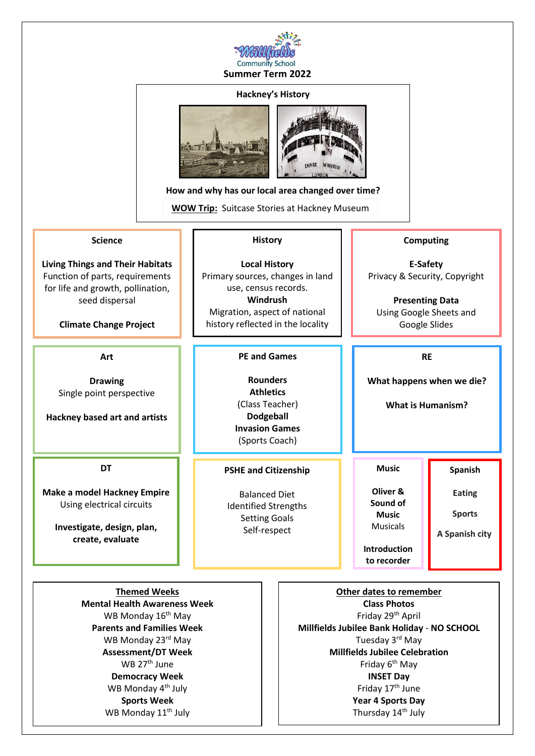Millfields Community School

# Summer Term 2022

## Hackney's History

**How and why has our local area changed over time?**

**WOW Trip:** Suitcase Stories at Hackney Museum

### Science

**Living Things and Their Habitats**
Function of parts, requirements for life and growth, pollination, seed dispersal

**Climate Change Project**

### History

**Local History**
Primary sources, changes in land use, census records.
**Windrush**
Migration, aspect of national history reflected in the locality

### Computing

**E-Safety**
Privacy & Security, Copyright

**Presenting Data**
Using Google Sheets and Google Slides

### Art

**Drawing**
Single point perspective

**Hackney based art and artists**

### PE and Games

**Rounders**
**Athletics**
(Class Teacher)
**Dodgeball**
**Invasion Games**
(Sports Coach)

### RE

**What happens when we die?**

**What is Humanism?**

### DT

**Make a model Hackney Empire**
Using electrical circuits

**Investigate, design, plan, create, evaluate**

### PSHE and Citizenship

Balanced Diet
Identified Strengths
Setting Goals
Self-respect

### Music

**Oliver & Sound of Music**
Musicals

**Introduction to recorder**

### Spanish

**Eating**

**Sports**

**A Spanish city**

### Themed Weeks

**Mental Health Awareness Week**
WB Monday 16th May
**Parents and Families Week**
WB Monday 23rd May
**Assessment/DT Week**
WB 27th June
**Democracy Week**
WB Monday 4th July
**Sports Week**
WB Monday 11th July

### Other dates to remember

**Class Photos**
Friday 29th April
**Millfields Jubilee Bank Holiday - NO SCHOOL**
Tuesday 3rd May
**Millfields Jubilee Celebration**
Friday 6th May
**INSET Day**
Friday 17th June
**Year 4 Sports Day**
Thursday 14th July